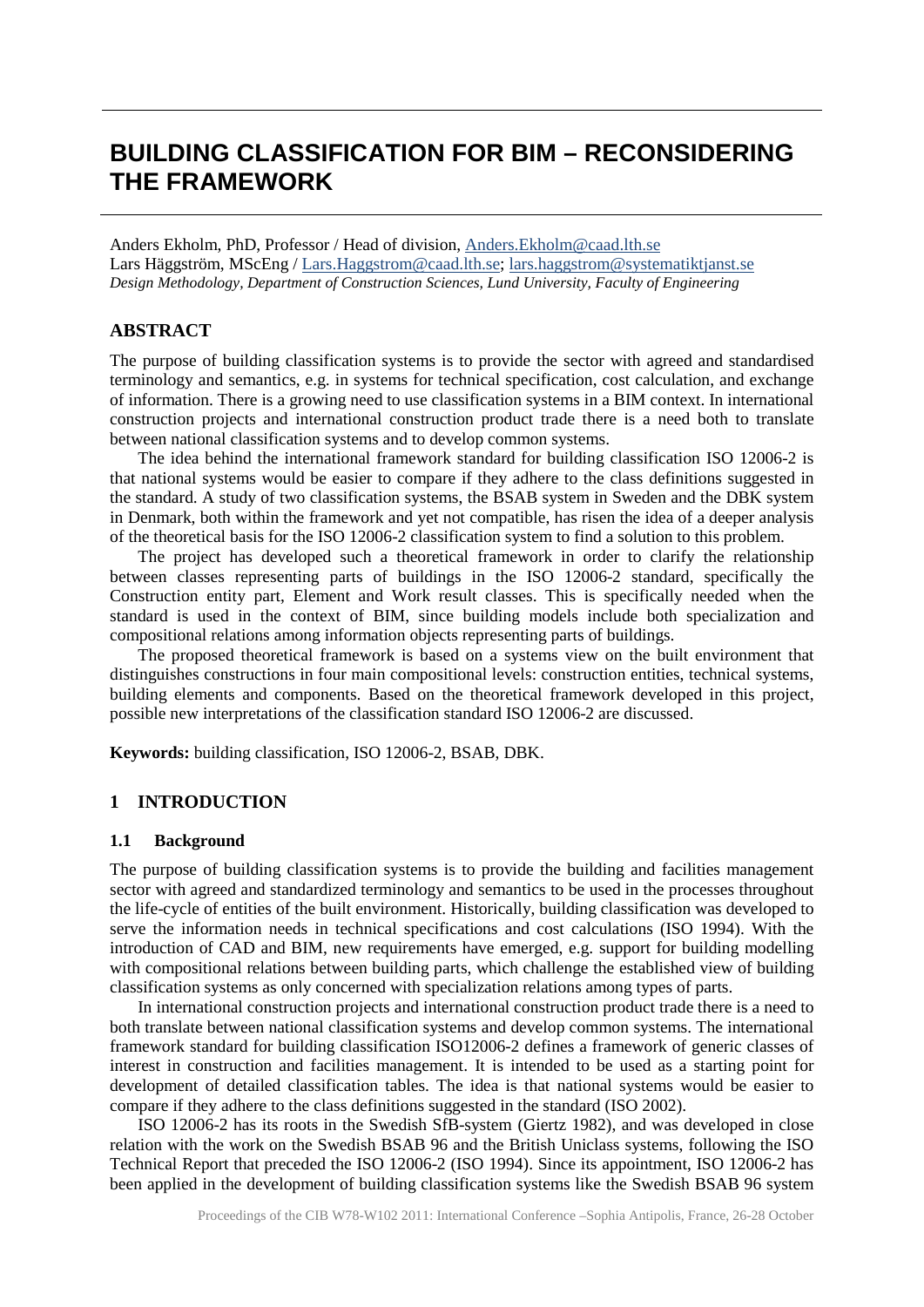# BUILDING CLASSIFICATION FOR BIM – RECONSIDERING THE FRAMEWORK

Anders Ekholm, PhD, Professor / Head of division, Anders.Ekholm@caad.lth.se
Lars Häggström, MScEng / Lars.Haggstrom@caad.lth.se; lars.haggstrom@systematiktjanst.se
*Design Methodology, Department of Construction Sciences, Lund University, Faculty of Engineering*

## ABSTRACT

The purpose of building classification systems is to provide the sector with agreed and standardised terminology and semantics, e.g. in systems for technical specification, cost calculation, and exchange of information. There is a growing need to use classification systems in a BIM context. In international construction projects and international construction product trade there is a need both to translate between national classification systems and to develop common systems.

The idea behind the international framework standard for building classification ISO 12006-2 is that national systems would be easier to compare if they adhere to the class definitions suggested in the standard. A study of two classification systems, the BSAB system in Sweden and the DBK system in Denmark, both within the framework and yet not compatible, has risen the idea of a deeper analysis of the theoretical basis for the ISO 12006-2 classification system to find a solution to this problem.

The project has developed such a theoretical framework in order to clarify the relationship between classes representing parts of buildings in the ISO 12006-2 standard, specifically the Construction entity part, Element and Work result classes. This is specifically needed when the standard is used in the context of BIM, since building models include both specialization and compositional relations among information objects representing parts of buildings.

The proposed theoretical framework is based on a systems view on the built environment that distinguishes constructions in four main compositional levels: construction entities, technical systems, building elements and components. Based on the theoretical framework developed in this project, possible new interpretations of the classification standard ISO 12006-2 are discussed.

**Keywords:** building classification, ISO 12006-2, BSAB, DBK.

## 1 INTRODUCTION

### 1.1 Background

The purpose of building classification systems is to provide the building and facilities management sector with agreed and standardized terminology and semantics to be used in the processes throughout the life-cycle of entities of the built environment. Historically, building classification was developed to serve the information needs in technical specifications and cost calculations (ISO 1994). With the introduction of CAD and BIM, new requirements have emerged, e.g. support for building modelling with compositional relations between building parts, which challenge the established view of building classification systems as only concerned with specialization relations among types of parts.

In international construction projects and international construction product trade there is a need to both translate between national classification systems and develop common systems. The international framework standard for building classification ISO12006-2 defines a framework of generic classes of interest in construction and facilities management. It is intended to be used as a starting point for development of detailed classification tables. The idea is that national systems would be easier to compare if they adhere to the class definitions suggested in the standard (ISO 2002).

ISO 12006-2 has its roots in the Swedish SfB-system (Giertz 1982), and was developed in close relation with the work on the Swedish BSAB 96 and the British Uniclass systems, following the ISO Technical Report that preceded the ISO 12006-2 (ISO 1994). Since its appointment, ISO 12006-2 has been applied in the development of building classification systems like the Swedish BSAB 96 system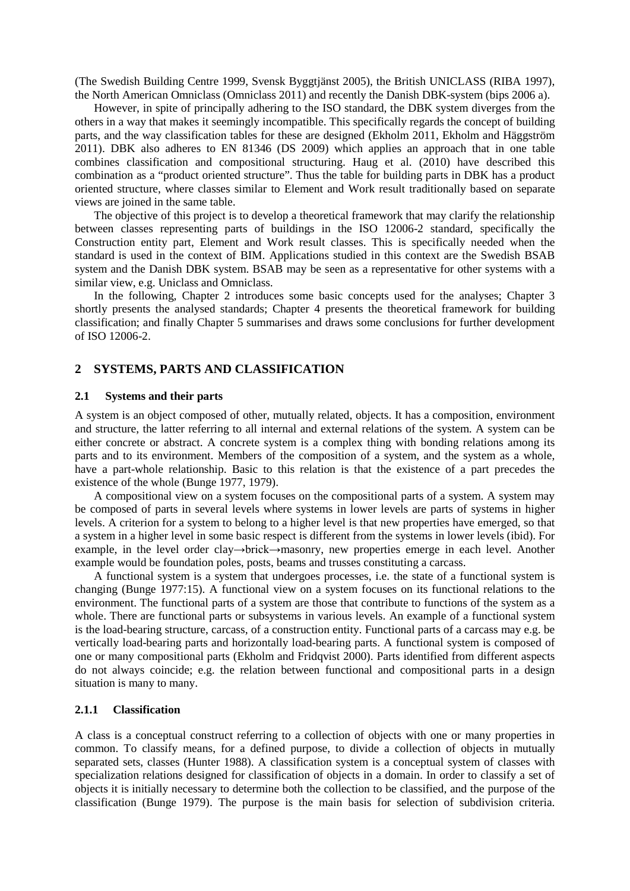(The Swedish Building Centre 1999, Svensk Byggtjänst 2005), the British UNICLASS (RIBA 1997), the North American Omniclass (Omniclass 2011) and recently the Danish DBK-system (bips 2006 a).

However, in spite of principally adhering to the ISO standard, the DBK system diverges from the others in a way that makes it seemingly incompatible. This specifically regards the concept of building parts, and the way classification tables for these are designed (Ekholm 2011, Ekholm and Häggström 2011). DBK also adheres to EN 81346 (DS 2009) which applies an approach that in one table combines classification and compositional structuring. Haug et al. (2010) have described this combination as a "product oriented structure". Thus the table for building parts in DBK has a product oriented structure, where classes similar to Element and Work result traditionally based on separate views are joined in the same table.

The objective of this project is to develop a theoretical framework that may clarify the relationship between classes representing parts of buildings in the ISO 12006-2 standard, specifically the Construction entity part, Element and Work result classes. This is specifically needed when the standard is used in the context of BIM. Applications studied in this context are the Swedish BSAB system and the Danish DBK system. BSAB may be seen as a representative for other systems with a similar view, e.g. Uniclass and Omniclass.

In the following, Chapter 2 introduces some basic concepts used for the analyses; Chapter 3 shortly presents the analysed standards; Chapter 4 presents the theoretical framework for building classification; and finally Chapter 5 summarises and draws some conclusions for further development of ISO 12006-2.

## 2 SYSTEMS, PARTS AND CLASSIFICATION

### 2.1 Systems and their parts

A system is an object composed of other, mutually related, objects. It has a composition, environment and structure, the latter referring to all internal and external relations of the system. A system can be either concrete or abstract. A concrete system is a complex thing with bonding relations among its parts and to its environment. Members of the composition of a system, and the system as a whole, have a part-whole relationship. Basic to this relation is that the existence of a part precedes the existence of the whole (Bunge 1977, 1979).

A compositional view on a system focuses on the compositional parts of a system. A system may be composed of parts in several levels where systems in lower levels are parts of systems in higher levels. A criterion for a system to belong to a higher level is that new properties have emerged, so that a system in a higher level in some basic respect is different from the systems in lower levels (ibid). For example, in the level order clay→brick→masonry, new properties emerge in each level. Another example would be foundation poles, posts, beams and trusses constituting a carcass.

A functional system is a system that undergoes processes, i.e. the state of a functional system is changing (Bunge 1977:15). A functional view on a system focuses on its functional relations to the environment. The functional parts of a system are those that contribute to functions of the system as a whole. There are functional parts or subsystems in various levels. An example of a functional system is the load-bearing structure, carcass, of a construction entity. Functional parts of a carcass may e.g. be vertically load-bearing parts and horizontally load-bearing parts. A functional system is composed of one or many compositional parts (Ekholm and Fridqvist 2000). Parts identified from different aspects do not always coincide; e.g. the relation between functional and compositional parts in a design situation is many to many.

#### 2.1.1 Classification

A class is a conceptual construct referring to a collection of objects with one or many properties in common. To classify means, for a defined purpose, to divide a collection of objects in mutually separated sets, classes (Hunter 1988). A classification system is a conceptual system of classes with specialization relations designed for classification of objects in a domain. In order to classify a set of objects it is initially necessary to determine both the collection to be classified, and the purpose of the classification (Bunge 1979). The purpose is the main basis for selection of subdivision criteria.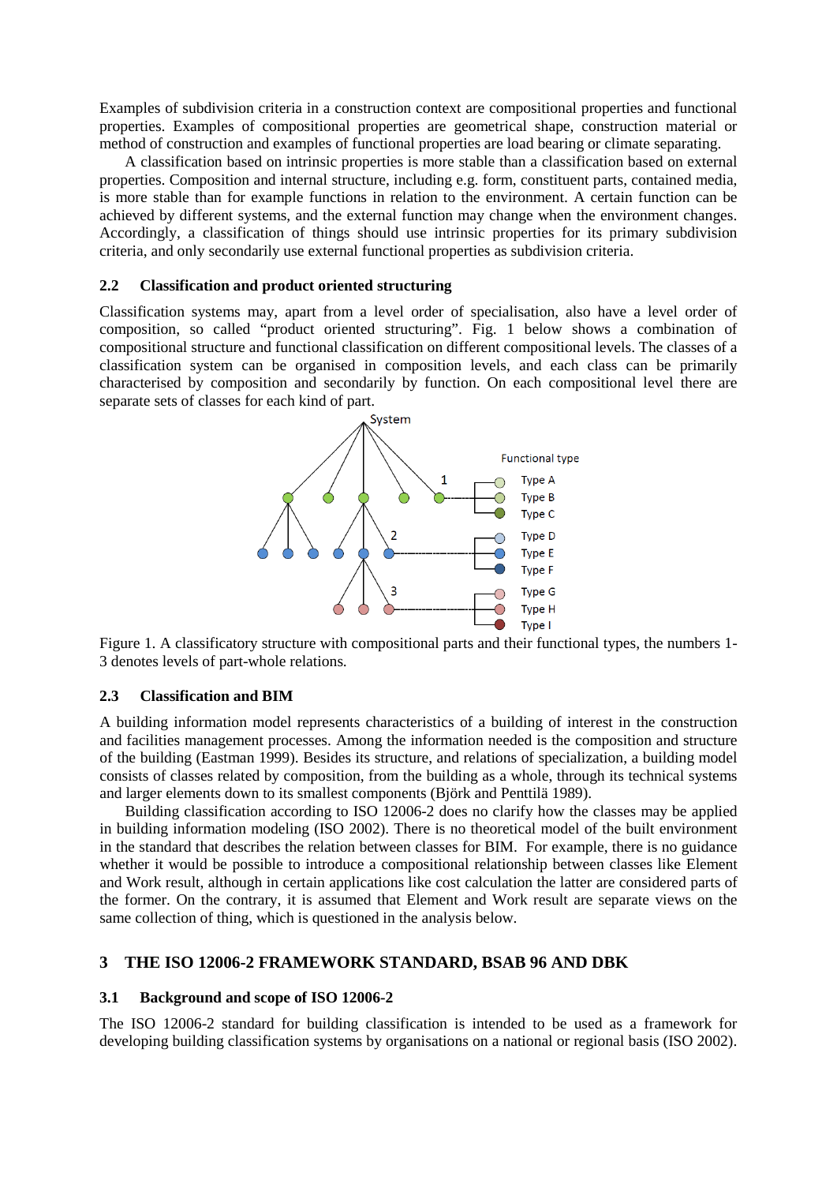Examples of subdivision criteria in a construction context are compositional properties and functional properties. Examples of compositional properties are geometrical shape, construction material or method of construction and examples of functional properties are load bearing or climate separating.

A classification based on intrinsic properties is more stable than a classification based on external properties. Composition and internal structure, including e.g. form, constituent parts, contained media, is more stable than for example functions in relation to the environment. A certain function can be achieved by different systems, and the external function may change when the environment changes. Accordingly, a classification of things should use intrinsic properties for its primary subdivision criteria, and only secondarily use external functional properties as subdivision criteria.

### 2.2 Classification and product oriented structuring

Classification systems may, apart from a level order of specialisation, also have a level order of composition, so called "product oriented structuring". Fig. 1 below shows a combination of compositional structure and functional classification on different compositional levels. The classes of a classification system can be organised in composition levels, and each class can be primarily characterised by composition and secondarily by function. On each compositional level there are separate sets of classes for each kind of part.

Figure 1. A classificatory structure with compositional parts and their functional types, the numbers 1-3 denotes levels of part-whole relations.

### 2.3 Classification and BIM

A building information model represents characteristics of a building of interest in the construction and facilities management processes. Among the information needed is the composition and structure of the building (Eastman 1999). Besides its structure, and relations of specialization, a building model consists of classes related by composition, from the building as a whole, through its technical systems and larger elements down to its smallest components (Björk and Penttilä 1989).

Building classification according to ISO 12006-2 does no clarify how the classes may be applied in building information modeling (ISO 2002). There is no theoretical model of the built environment in the standard that describes the relation between classes for BIM. For example, there is no guidance whether it would be possible to introduce a compositional relationship between classes like Element and Work result, although in certain applications like cost calculation the latter are considered parts of the former. On the contrary, it is assumed that Element and Work result are separate views on the same collection of thing, which is questioned in the analysis below.

## 3 THE ISO 12006-2 FRAMEWORK STANDARD, BSAB 96 AND DBK

### 3.1 Background and scope of ISO 12006-2

The ISO 12006-2 standard for building classification is intended to be used as a framework for developing building classification systems by organisations on a national or regional basis (ISO 2002).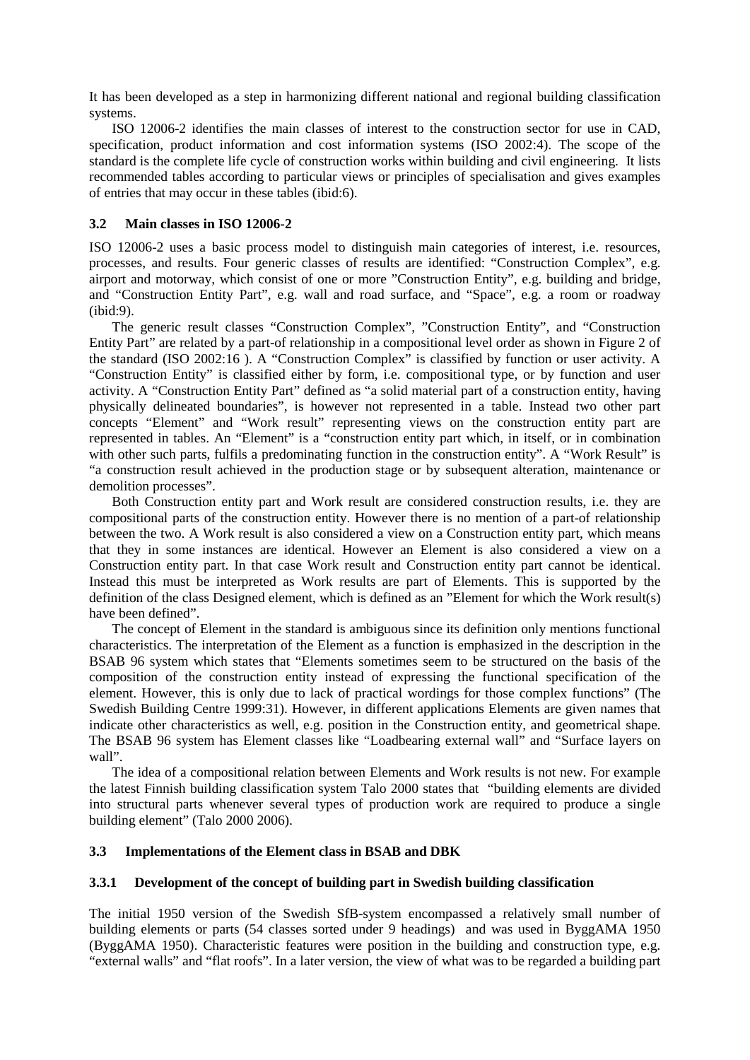It has been developed as a step in harmonizing different national and regional building classification systems.

ISO 12006-2 identifies the main classes of interest to the construction sector for use in CAD, specification, product information and cost information systems (ISO 2002:4). The scope of the standard is the complete life cycle of construction works within building and civil engineering. It lists recommended tables according to particular views or principles of specialisation and gives examples of entries that may occur in these tables (ibid:6).

### 3.2 Main classes in ISO 12006-2

ISO 12006-2 uses a basic process model to distinguish main categories of interest, i.e. resources, processes, and results. Four generic classes of results are identified: "Construction Complex", e.g. airport and motorway, which consist of one or more "Construction Entity", e.g. building and bridge, and "Construction Entity Part", e.g. wall and road surface, and "Space", e.g. a room or roadway (ibid:9).

The generic result classes "Construction Complex", "Construction Entity", and "Construction Entity Part" are related by a part-of relationship in a compositional level order as shown in Figure 2 of the standard (ISO 2002:16 ). A "Construction Complex" is classified by function or user activity. A "Construction Entity" is classified either by form, i.e. compositional type, or by function and user activity. A "Construction Entity Part" defined as "a solid material part of a construction entity, having physically delineated boundaries", is however not represented in a table. Instead two other part concepts "Element" and "Work result" representing views on the construction entity part are represented in tables. An "Element" is a "construction entity part which, in itself, or in combination with other such parts, fulfils a predominating function in the construction entity". A "Work Result" is "a construction result achieved in the production stage or by subsequent alteration, maintenance or demolition processes".

Both Construction entity part and Work result are considered construction results, i.e. they are compositional parts of the construction entity. However there is no mention of a part-of relationship between the two. A Work result is also considered a view on a Construction entity part, which means that they in some instances are identical. However an Element is also considered a view on a Construction entity part. In that case Work result and Construction entity part cannot be identical. Instead this must be interpreted as Work results are part of Elements. This is supported by the definition of the class Designed element, which is defined as an "Element for which the Work result(s) have been defined".

The concept of Element in the standard is ambiguous since its definition only mentions functional characteristics. The interpretation of the Element as a function is emphasized in the description in the BSAB 96 system which states that "Elements sometimes seem to be structured on the basis of the composition of the construction entity instead of expressing the functional specification of the element. However, this is only due to lack of practical wordings for those complex functions" (The Swedish Building Centre 1999:31). However, in different applications Elements are given names that indicate other characteristics as well, e.g. position in the Construction entity, and geometrical shape. The BSAB 96 system has Element classes like "Loadbearing external wall" and "Surface layers on wall".

The idea of a compositional relation between Elements and Work results is not new. For example the latest Finnish building classification system Talo 2000 states that "building elements are divided into structural parts whenever several types of production work are required to produce a single building element" (Talo 2000 2006).

### 3.3 Implementations of the Element class in BSAB and DBK

#### 3.3.1 Development of the concept of building part in Swedish building classification

The initial 1950 version of the Swedish SfB-system encompassed a relatively small number of building elements or parts (54 classes sorted under 9 headings) and was used in ByggAMA 1950 (ByggAMA 1950). Characteristic features were position in the building and construction type, e.g. "external walls" and "flat roofs". In a later version, the view of what was to be regarded a building part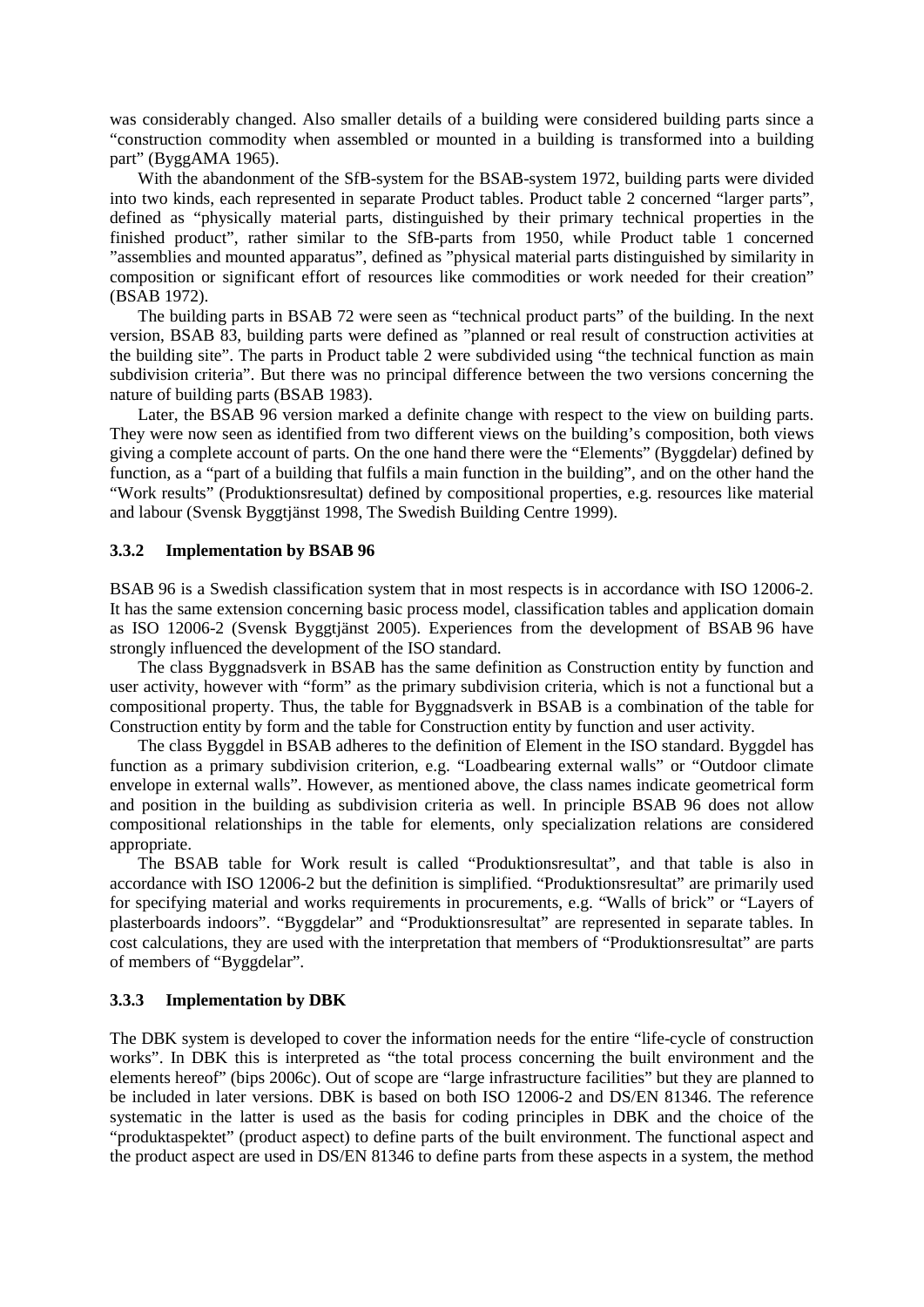was considerably changed. Also smaller details of a building were considered building parts since a "construction commodity when assembled or mounted in a building is transformed into a building part" (ByggAMA 1965).

With the abandonment of the SfB-system for the BSAB-system 1972, building parts were divided into two kinds, each represented in separate Product tables. Product table 2 concerned "larger parts", defined as "physically material parts, distinguished by their primary technical properties in the finished product", rather similar to the SfB-parts from 1950, while Product table 1 concerned "assemblies and mounted apparatus", defined as "physical material parts distinguished by similarity in composition or significant effort of resources like commodities or work needed for their creation" (BSAB 1972).

The building parts in BSAB 72 were seen as "technical product parts" of the building. In the next version, BSAB 83, building parts were defined as "planned or real result of construction activities at the building site". The parts in Product table 2 were subdivided using "the technical function as main subdivision criteria". But there was no principal difference between the two versions concerning the nature of building parts (BSAB 1983).

Later, the BSAB 96 version marked a definite change with respect to the view on building parts. They were now seen as identified from two different views on the building's composition, both views giving a complete account of parts. On the one hand there were the "Elements" (Byggdelar) defined by function, as a "part of a building that fulfils a main function in the building", and on the other hand the "Work results" (Produktionsresultat) defined by compositional properties, e.g. resources like material and labour (Svensk Byggtjänst 1998, The Swedish Building Centre 1999).

### 3.3.2 Implementation by BSAB 96

BSAB 96 is a Swedish classification system that in most respects is in accordance with ISO 12006-2. It has the same extension concerning basic process model, classification tables and application domain as ISO 12006-2 (Svensk Byggtjänst 2005). Experiences from the development of BSAB 96 have strongly influenced the development of the ISO standard.

The class Byggnadsverk in BSAB has the same definition as Construction entity by function and user activity, however with "form" as the primary subdivision criteria, which is not a functional but a compositional property. Thus, the table for Byggnadsverk in BSAB is a combination of the table for Construction entity by form and the table for Construction entity by function and user activity.

The class Byggdel in BSAB adheres to the definition of Element in the ISO standard. Byggdel has function as a primary subdivision criterion, e.g. "Loadbearing external walls" or "Outdoor climate envelope in external walls". However, as mentioned above, the class names indicate geometrical form and position in the building as subdivision criteria as well. In principle BSAB 96 does not allow compositional relationships in the table for elements, only specialization relations are considered appropriate.

The BSAB table for Work result is called "Produktionsresultat", and that table is also in accordance with ISO 12006-2 but the definition is simplified. "Produktionsresultat" are primarily used for specifying material and works requirements in procurements, e.g. "Walls of brick" or "Layers of plasterboards indoors". "Byggdelar" and "Produktionsresultat" are represented in separate tables. In cost calculations, they are used with the interpretation that members of "Produktionsresultat" are parts of members of "Byggdelar".

### 3.3.3 Implementation by DBK

The DBK system is developed to cover the information needs for the entire "life-cycle of construction works". In DBK this is interpreted as "the total process concerning the built environment and the elements hereof" (bips 2006c). Out of scope are "large infrastructure facilities" but they are planned to be included in later versions. DBK is based on both ISO 12006-2 and DS/EN 81346. The reference systematic in the latter is used as the basis for coding principles in DBK and the choice of the "produktaspektet" (product aspect) to define parts of the built environment. The functional aspect and the product aspect are used in DS/EN 81346 to define parts from these aspects in a system, the method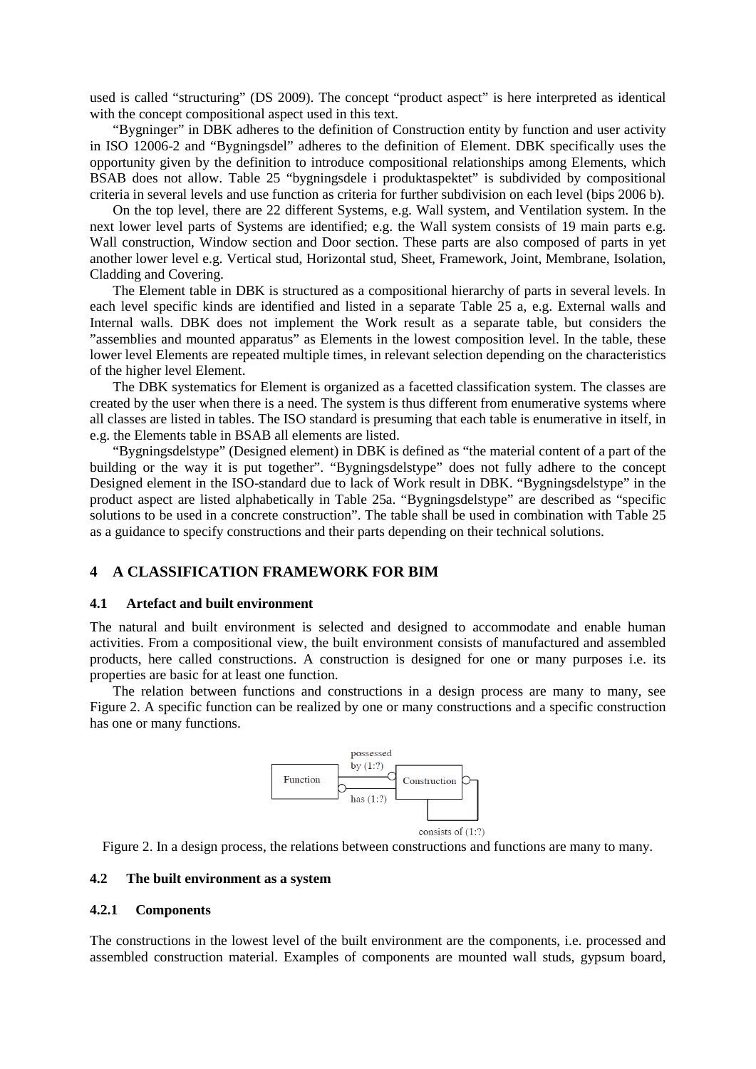used is called "structuring" (DS 2009). The concept "product aspect" is here interpreted as identical with the concept compositional aspect used in this text.

"Bygninger" in DBK adheres to the definition of Construction entity by function and user activity in ISO 12006-2 and "Bygningsdel" adheres to the definition of Element. DBK specifically uses the opportunity given by the definition to introduce compositional relationships among Elements, which BSAB does not allow. Table 25 "bygningsdele i produktaspektet" is subdivided by compositional criteria in several levels and use function as criteria for further subdivision on each level (bips 2006 b).

On the top level, there are 22 different Systems, e.g. Wall system, and Ventilation system. In the next lower level parts of Systems are identified; e.g. the Wall system consists of 19 main parts e.g. Wall construction, Window section and Door section. These parts are also composed of parts in yet another lower level e.g. Vertical stud, Horizontal stud, Sheet, Framework, Joint, Membrane, Isolation, Cladding and Covering.

The Element table in DBK is structured as a compositional hierarchy of parts in several levels. In each level specific kinds are identified and listed in a separate Table 25 a, e.g. External walls and Internal walls. DBK does not implement the Work result as a separate table, but considers the "assemblies and mounted apparatus" as Elements in the lowest composition level. In the table, these lower level Elements are repeated multiple times, in relevant selection depending on the characteristics of the higher level Element.

The DBK systematics for Element is organized as a facetted classification system. The classes are created by the user when there is a need. The system is thus different from enumerative systems where all classes are listed in tables. The ISO standard is presuming that each table is enumerative in itself, in e.g. the Elements table in BSAB all elements are listed.

"Bygningsdelstype" (Designed element) in DBK is defined as "the material content of a part of the building or the way it is put together". "Bygningsdelstype" does not fully adhere to the concept Designed element in the ISO-standard due to lack of Work result in DBK. "Bygningsdelstype" in the product aspect are listed alphabetically in Table 25a. "Bygningsdelstype" are described as "specific solutions to be used in a concrete construction". The table shall be used in combination with Table 25 as a guidance to specify constructions and their parts depending on their technical solutions.

## 4 A CLASSIFICATION FRAMEWORK FOR BIM

### 4.1 Artefact and built environment

The natural and built environment is selected and designed to accommodate and enable human activities. From a compositional view, the built environment consists of manufactured and assembled products, here called constructions. A construction is designed for one or many purposes i.e. its properties are basic for at least one function.

The relation between functions and constructions in a design process are many to many, see Figure 2. A specific function can be realized by one or many constructions and a specific construction has one or many functions.

Function — possessed by (1:?) / has (1:?) — Construction — consists of (1:?)

Figure 2. In a design process, the relations between constructions and functions are many to many.

### 4.2 The built environment as a system

#### 4.2.1 Components

The constructions in the lowest level of the built environment are the components, i.e. processed and assembled construction material. Examples of components are mounted wall studs, gypsum board,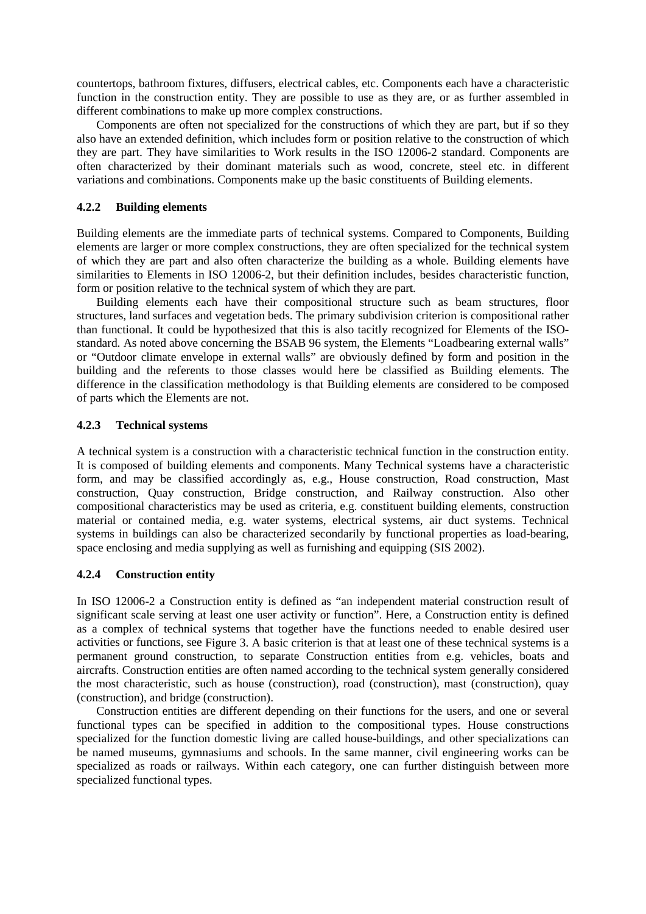countertops, bathroom fixtures, diffusers, electrical cables, etc. Components each have a characteristic function in the construction entity. They are possible to use as they are, or as further assembled in different combinations to make up more complex constructions.

Components are often not specialized for the constructions of which they are part, but if so they also have an extended definition, which includes form or position relative to the construction of which they are part. They have similarities to Work results in the ISO 12006-2 standard. Components are often characterized by their dominant materials such as wood, concrete, steel etc. in different variations and combinations. Components make up the basic constituents of Building elements.

### 4.2.2 Building elements

Building elements are the immediate parts of technical systems. Compared to Components, Building elements are larger or more complex constructions, they are often specialized for the technical system of which they are part and also often characterize the building as a whole. Building elements have similarities to Elements in ISO 12006-2, but their definition includes, besides characteristic function, form or position relative to the technical system of which they are part.

Building elements each have their compositional structure such as beam structures, floor structures, land surfaces and vegetation beds. The primary subdivision criterion is compositional rather than functional. It could be hypothesized that this is also tacitly recognized for Elements of the ISO-standard. As noted above concerning the BSAB 96 system, the Elements "Loadbearing external walls" or "Outdoor climate envelope in external walls" are obviously defined by form and position in the building and the referents to those classes would here be classified as Building elements. The difference in the classification methodology is that Building elements are considered to be composed of parts which the Elements are not.

### 4.2.3 Technical systems

A technical system is a construction with a characteristic technical function in the construction entity. It is composed of building elements and components. Many Technical systems have a characteristic form, and may be classified accordingly as, e.g., House construction, Road construction, Mast construction, Quay construction, Bridge construction, and Railway construction. Also other compositional characteristics may be used as criteria, e.g. constituent building elements, construction material or contained media, e.g. water systems, electrical systems, air duct systems. Technical systems in buildings can also be characterized secondarily by functional properties as load-bearing, space enclosing and media supplying as well as furnishing and equipping (SIS 2002).

### 4.2.4 Construction entity

In ISO 12006-2 a Construction entity is defined as "an independent material construction result of significant scale serving at least one user activity or function". Here, a Construction entity is defined as a complex of technical systems that together have the functions needed to enable desired user activities or functions, see Figure 3. A basic criterion is that at least one of these technical systems is a permanent ground construction, to separate Construction entities from e.g. vehicles, boats and aircrafts. Construction entities are often named according to the technical system generally considered the most characteristic, such as house (construction), road (construction), mast (construction), quay (construction), and bridge (construction).

Construction entities are different depending on their functions for the users, and one or several functional types can be specified in addition to the compositional types. House constructions specialized for the function domestic living are called house-buildings, and other specializations can be named museums, gymnasiums and schools. In the same manner, civil engineering works can be specialized as roads or railways. Within each category, one can further distinguish between more specialized functional types.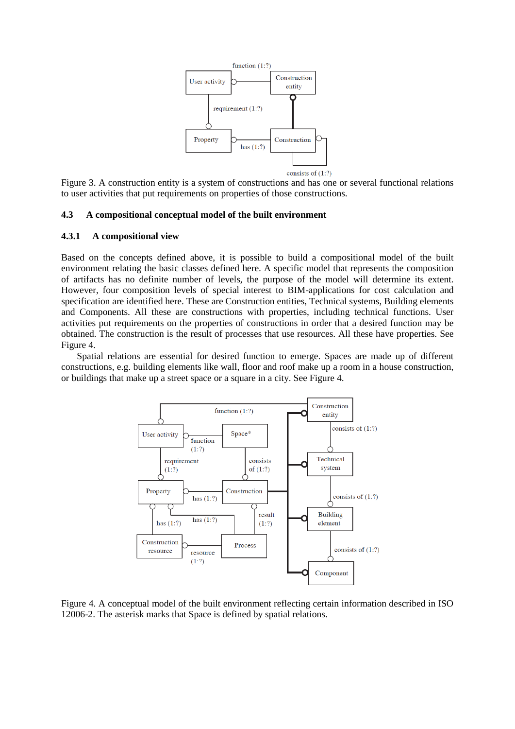Figure 3. A construction entity is a system of constructions and has one or several functional relations to user activities that put requirements on properties of those constructions.

### 4.3 A compositional conceptual model of the built environment

#### 4.3.1 A compositional view

Based on the concepts defined above, it is possible to build a compositional model of the built environment relating the basic classes defined here. A specific model that represents the composition of artifacts has no definite number of levels, the purpose of the model will determine its extent. However, four composition levels of special interest to BIM-applications for cost calculation and specification are identified here. These are Construction entities, Technical systems, Building elements and Components. All these are constructions with properties, including technical functions. User activities put requirements on the properties of constructions in order that a desired function may be obtained. The construction is the result of processes that use resources. All these have properties. See Figure 4.

Spatial relations are essential for desired function to emerge. Spaces are made up of different constructions, e.g. building elements like wall, floor and roof make up a room in a house construction, or buildings that make up a street space or a square in a city. See Figure 4.

Figure 4. A conceptual model of the built environment reflecting certain information described in ISO 12006-2. The asterisk marks that Space is defined by spatial relations.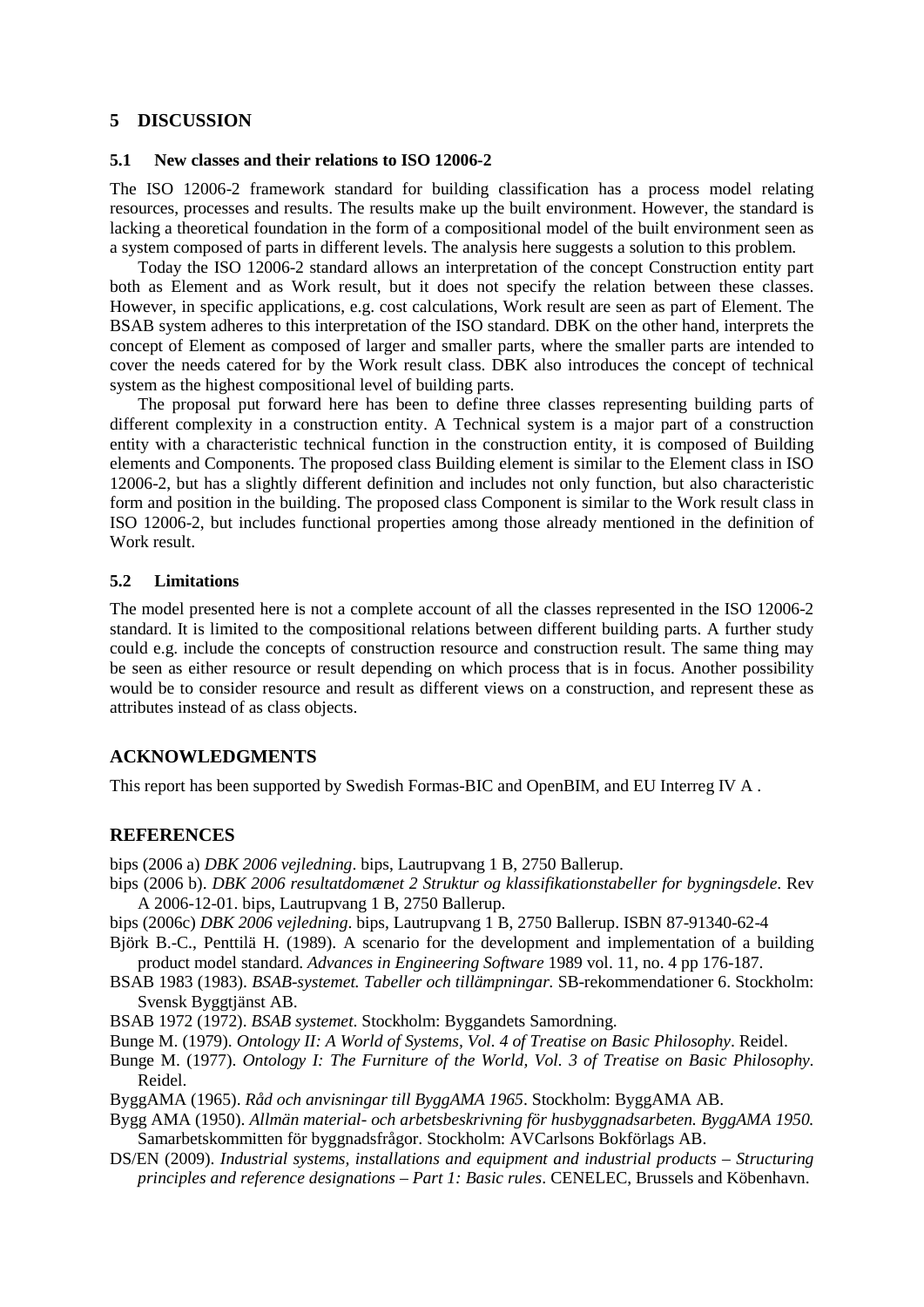## 5 DISCUSSION

### 5.1 New classes and their relations to ISO 12006-2

The ISO 12006-2 framework standard for building classification has a process model relating resources, processes and results. The results make up the built environment. However, the standard is lacking a theoretical foundation in the form of a compositional model of the built environment seen as a system composed of parts in different levels. The analysis here suggests a solution to this problem.

Today the ISO 12006-2 standard allows an interpretation of the concept Construction entity part both as Element and as Work result, but it does not specify the relation between these classes. However, in specific applications, e.g. cost calculations, Work result are seen as part of Element. The BSAB system adheres to this interpretation of the ISO standard. DBK on the other hand, interprets the concept of Element as composed of larger and smaller parts, where the smaller parts are intended to cover the needs catered for by the Work result class. DBK also introduces the concept of technical system as the highest compositional level of building parts.

The proposal put forward here has been to define three classes representing building parts of different complexity in a construction entity. A Technical system is a major part of a construction entity with a characteristic technical function in the construction entity, it is composed of Building elements and Components. The proposed class Building element is similar to the Element class in ISO 12006-2, but has a slightly different definition and includes not only function, but also characteristic form and position in the building. The proposed class Component is similar to the Work result class in ISO 12006-2, but includes functional properties among those already mentioned in the definition of Work result.

### 5.2 Limitations

The model presented here is not a complete account of all the classes represented in the ISO 12006-2 standard. It is limited to the compositional relations between different building parts. A further study could e.g. include the concepts of construction resource and construction result. The same thing may be seen as either resource or result depending on which process that is in focus. Another possibility would be to consider resource and result as different views on a construction, and represent these as attributes instead of as class objects.

## ACKNOWLEDGMENTS

This report has been supported by Swedish Formas-BIC and OpenBIM, and EU Interreg IV A .

## REFERENCES

bips (2006 a) *DBK 2006 vejledning*. bips, Lautrupvang 1 B, 2750 Ballerup.

bips (2006 b). *DBK 2006 resultatdomænet 2 Struktur og klassifikationstabeller for bygningsdele.* Rev A 2006-12-01. bips, Lautrupvang 1 B, 2750 Ballerup.

bips (2006c) *DBK 2006 vejledning*. bips, Lautrupvang 1 B, 2750 Ballerup. ISBN 87-91340-62-4

Björk B.-C., Penttilä H. (1989). A scenario for the development and implementation of a building product model standard. *Advances in Engineering Software* 1989 vol. 11, no. 4 pp 176-187.

BSAB 1983 (1983). *BSAB-systemet. Tabeller och tillämpningar.* SB-rekommendationer 6. Stockholm: Svensk Byggtjänst AB.

BSAB 1972 (1972). *BSAB systemet*. Stockholm: Byggandets Samordning.

Bunge M. (1979). *Ontology II: A World of Systems, Vol. 4 of Treatise on Basic Philosophy*. Reidel.

Bunge M. (1977). *Ontology I: The Furniture of the World, Vol. 3 of Treatise on Basic Philosophy*. Reidel.

ByggAMA (1965). *Råd och anvisningar till ByggAMA 1965*. Stockholm: ByggAMA AB.

Bygg AMA (1950). *Allmän material- och arbetsbeskrivning för husbyggnadsarbeten. ByggAMA 1950.* Samarbetskommitten för byggnadsfrågor. Stockholm: AVCarlsons Bokförlags AB.

DS/EN (2009). *Industrial systems, installations and equipment and industrial products – Structuring principles and reference designations – Part 1: Basic rules*. CENELEC, Brussels and Köbenhavn.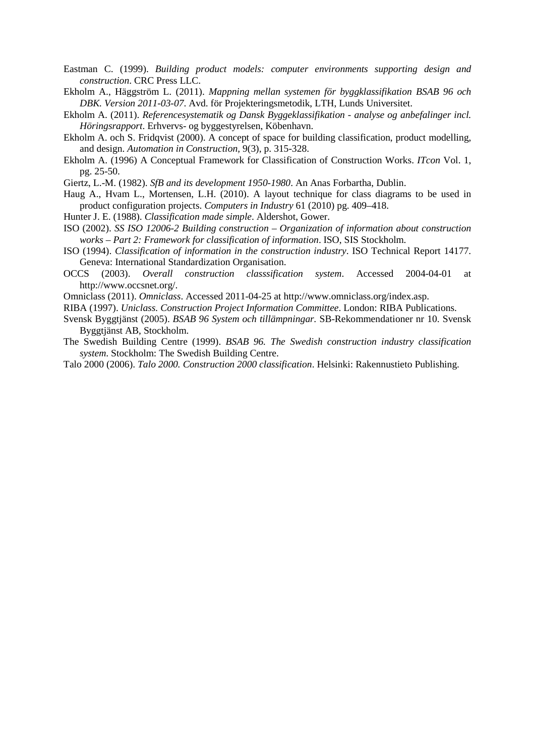Eastman C. (1999). *Building product models: computer environments supporting design and construction*. CRC Press LLC.

Ekholm A., Häggström L. (2011). *Mappning mellan systemen för byggklassifikation BSAB 96 och DBK. Version 2011-03-07*. Avd. för Projekteringsmetodik, LTH, Lunds Universitet.

Ekholm A. (2011). *Referencesystematik og Dansk Byggeklassifikation - analyse og anbefalinger incl. Höringsrapport*. Erhvervs- og byggestyrelsen, Köbenhavn.

Ekholm A. och S. Fridqvist (2000). A concept of space for building classification, product modelling, and design. *Automation in Construction*, 9(3), p. 315-328.

Ekholm A. (1996) A Conceptual Framework for Classification of Construction Works. *ITcon* Vol. 1, pg. 25-50.

Giertz, L.-M. (1982). *SfB and its development 1950-1980*. An Anas Forbartha, Dublin.

Haug A., Hvam L., Mortensen, L.H. (2010). A layout technique for class diagrams to be used in product configuration projects. *Computers in Industry* 61 (2010) pg. 409–418.

Hunter J. E. (1988). *Classification made simple*. Aldershot, Gower.

ISO (2002). *SS ISO 12006-2 Building construction – Organization of information about construction works – Part 2: Framework for classification of information*. ISO, SIS Stockholm.

ISO (1994). *Classification of information in the construction industry*. ISO Technical Report 14177. Geneva: International Standardization Organisation.

OCCS (2003). *Overall construction classsification system*. Accessed 2004-04-01 at http://www.occsnet.org/.

Omniclass (2011). *Omniclass*. Accessed 2011-04-25 at http://www.omniclass.org/index.asp.

RIBA (1997). *Uniclass. Construction Project Information Committee*. London: RIBA Publications.

Svensk Byggtjänst (2005). *BSAB 96 System och tillämpningar*. SB-Rekommendationer nr 10. Svensk Byggtjänst AB, Stockholm.

The Swedish Building Centre (1999). *BSAB 96. The Swedish construction industry classification system*. Stockholm: The Swedish Building Centre.

Talo 2000 (2006). *Talo 2000. Construction 2000 classification*. Helsinki: Rakennustieto Publishing.